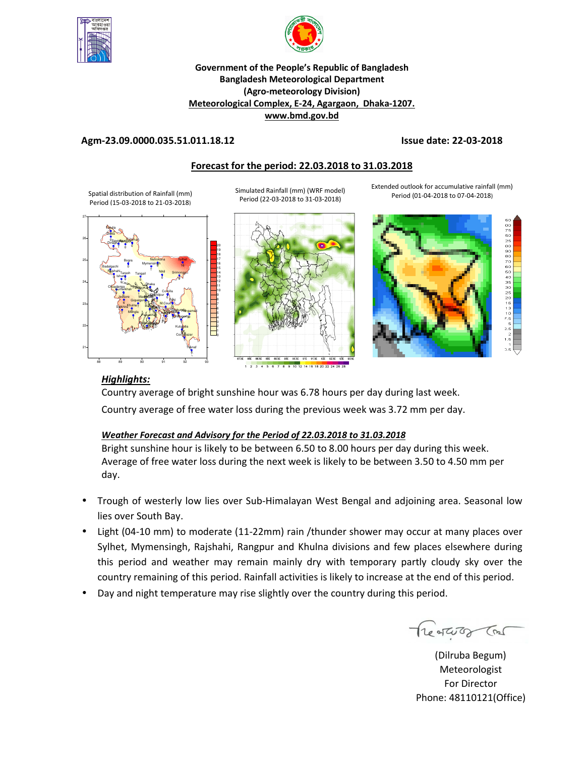**Government of the People's Republic of Bangladesh**
**Bangladesh Meteorological Department**
**(Agro-meteorology Division)**
**Meteorological Complex, E-24, Agargaon, Dhaka-1207.**
**www.bmd.gov.bd**

**Agm-23.09.0000.035.51.011.18.12** **Issue date: 22-03-2018**

## Forecast for the period: 22.03.2018 to 31.03.2018

Spatial distribution of Rainfall (mm) Period (15-03-2018 to 21-03-2018)

Simulated Rainfall (mm) (WRF model) Period (22-03-2018 to 31-03-2018)

Extended outlook for accumulative rainfall (mm) Period (01-04-2018 to 07-04-2018)

### *Highlights:*

Country average of bright sunshine hour was 6.78 hours per day during last week.

Country average of free water loss during the previous week was 3.72 mm per day.

***Weather Forecast and Advisory for the Period of 22.03.2018 to 31.03.2018***

Bright sunshine hour is likely to be between 6.50 to 8.00 hours per day during this week.
Average of free water loss during the next week is likely to be between 3.50 to 4.50 mm per day.

- Trough of westerly low lies over Sub-Himalayan West Bengal and adjoining area. Seasonal low lies over South Bay.
- Light (04-10 mm) to moderate (11-22mm) rain /thunder shower may occur at many places over Sylhet, Mymensingh, Rajshahi, Rangpur and Khulna divisions and few places elsewhere during this period and weather may remain mainly dry with temporary partly cloudy sky over the country remaining of this period. Rainfall activities is likely to increase at the end of this period.
- Day and night temperature may rise slightly over the country during this period.

(Dilruba Begum)
Meteorologist
For Director
Phone: 48110121(Office)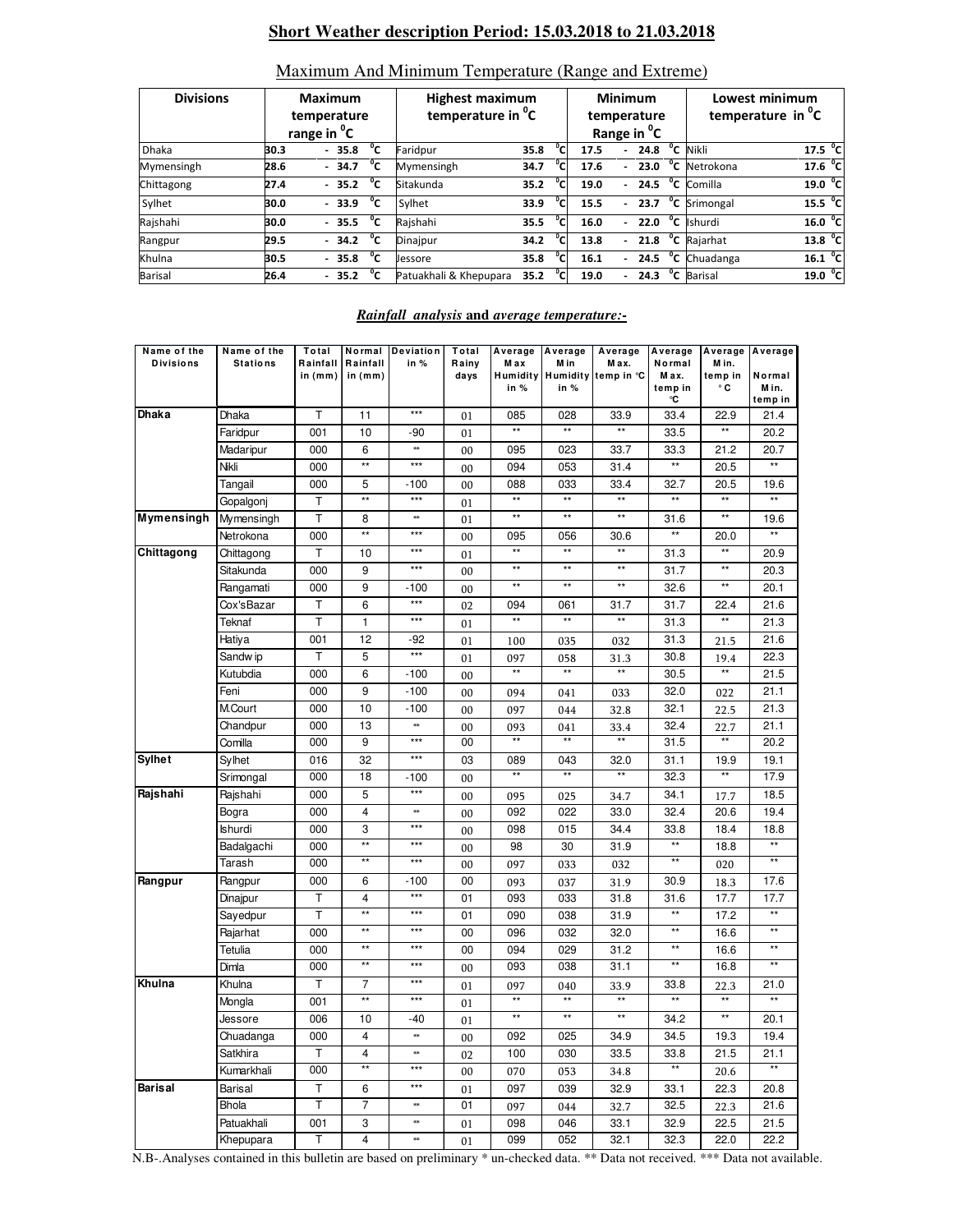## Short Weather description Period: 15.03.2018 to 21.03.2018

### Maximum And Minimum Temperature (Range and Extreme)

| Divisions | Maximum temperature range in °C | Highest maximum temperature in °C | | Minimum temperature Range in °C | Lowest minimum temperature in °C | |
|---|---|---|---|---|---|---|
| Dhaka | 30.3 - 35.8 °C | Faridpur | 35.8 °C | 17.5 - 24.8 °C | Nikli | 17.5 °C |
| Mymensingh | 28.6 - 34.7 °C | Mymensingh | 34.7 °C | 17.6 - 23.0 °C | Netrokona | 17.6 °C |
| Chittagong | 27.4 - 35.2 °C | Sitakunda | 35.2 °C | 19.0 - 24.5 °C | Comilla | 19.0 °C |
| Sylhet | 30.0 - 33.9 °C | Sylhet | 33.9 °C | 15.5 - 23.7 °C | Srimongal | 15.5 °C |
| Rajshahi | 30.0 - 35.5 °C | Rajshahi | 35.5 °C | 16.0 - 22.0 °C | Ishurdi | 16.0 °C |
| Rangpur | 29.5 - 34.2 °C | Dinajpur | 34.2 °C | 13.8 - 21.8 °C | Rajarhat | 13.8 °C |
| Khulna | 30.5 - 35.8 °C | Jessore | 35.8 °C | 16.1 - 24.5 °C | Chuadanga | 16.1 °C |
| Barisal | 26.4 - 35.2 °C | Patuakhali & Khepupara | 35.2 °C | 19.0 - 24.3 °C | Barisal | 19.0 °C |

### *Rainfall analysis* and *average temperature:-*

| Name of the Divisions | Name of the Stations | Total Rainfall in (mm) | Normal Rainfall in (mm) | Deviation in % | Total Rainy days | Average Max Humidity in % | Average Min Humidity in % | Average Max. temp in °C | Average Normal Max. temp in °C | Average Min. temp in °C | Average Normal Min. temp in |
|---|---|---|---|---|---|---|---|---|---|---|---|
| **Dhaka** | Dhaka | T | 11 | *** | 01 | 085 | 028 | 33.9 | 33.4 | 22.9 | 21.4 |
| | Faridpur | 001 | 10 | -90 | 01 | ** | ** | ** | 33.5 | ** | 20.2 |
| | Madaripur | 000 | 6 | ** | 00 | 095 | 023 | 33.7 | 33.3 | 21.2 | 20.7 |
| | Nikli | 000 | ** | *** | 00 | 094 | 053 | 31.4 | ** | 20.5 | ** |
| | Tangail | 000 | 5 | -100 | 00 | 088 | 033 | 33.4 | 32.7 | 20.5 | 19.6 |
| | Gopalgonj | T | ** | *** | 01 | ** | ** | ** | ** | ** | ** |
| **Mymensingh** | Mymensingh | T | 8 | ** | 01 | ** | ** | ** | 31.6 | ** | 19.6 |
| | Netrokona | 000 | ** | *** | 00 | 095 | 056 | 30.6 | ** | 20.0 | ** |
| **Chittagong** | Chittagong | T | 10 | *** | 01 | ** | ** | ** | 31.3 | ** | 20.9 |
| | Sitakunda | 000 | 9 | *** | 00 | ** | ** | ** | 31.7 | ** | 20.3 |
| | Rangamati | 000 | 9 | -100 | 00 | ** | ** | ** | 32.6 | ** | 20.1 |
| | Cox'sBazar | T | 6 | *** | 02 | 094 | 061 | 31.7 | 31.7 | 22.4 | 21.6 |
| | Teknaf | T | 1 | *** | 01 | ** | ** | ** | 31.3 | ** | 21.3 |
| | Hatiya | 001 | 12 | -92 | 01 | 100 | 035 | 032 | 31.3 | 21.5 | 21.6 |
| | Sandw ip | T | 5 | *** | 01 | 097 | 058 | 31.3 | 30.8 | 19.4 | 22.3 |
| | Kutubdia | 000 | 6 | -100 | 00 | ** | ** | ** | 30.5 | ** | 21.5 |
| | Feni | 000 | 9 | -100 | 00 | 094 | 041 | 033 | 32.0 | 022 | 21.1 |
| | M.Court | 000 | 10 | -100 | 00 | 097 | 044 | 32.8 | 32.1 | 22.5 | 21.3 |
| | Chandpur | 000 | 13 | ** | 00 | 093 | 041 | 33.4 | 32.4 | 22.7 | 21.1 |
| | Comilla | 000 | 9 | *** | 00 | ** | ** | ** | 31.5 | ** | 20.2 |
| **Sylhet** | Sylhet | 016 | 32 | *** | 03 | 089 | 043 | 32.0 | 31.1 | 19.9 | 19.1 |
| | Srimongal | 000 | 18 | -100 | 00 | ** | ** | ** | 32.3 | ** | 17.9 |
| **Rajshahi** | Rajshahi | 000 | 5 | *** | 00 | 095 | 025 | 34.7 | 34.1 | 17.7 | 18.5 |
| | Bogra | 000 | 4 | ** | 00 | 092 | 022 | 33.0 | 32.4 | 20.6 | 19.4 |
| | Ishurdi | 000 | 3 | *** | 00 | 098 | 015 | 34.4 | 33.8 | 18.4 | 18.8 |
| | Badalgachi | 000 | ** | *** | 00 | 98 | 30 | 31.9 | ** | 18.8 | ** |
| | Tarash | 000 | ** | *** | 00 | 097 | 033 | 032 | ** | 020 | ** |
| **Rangpur** | Rangpur | 000 | 6 | -100 | 00 | 093 | 037 | 31.9 | 30.9 | 18.3 | 17.6 |
| | Dinajpur | T | 4 | *** | 01 | 093 | 033 | 31.8 | 31.6 | 17.7 | 17.7 |
| | Sayedpur | T | ** | *** | 01 | 090 | 038 | 31.9 | ** | 17.2 | ** |
| | Rajarhat | 000 | ** | *** | 00 | 096 | 032 | 32.0 | ** | 16.6 | ** |
| | Tetulia | 000 | ** | *** | 00 | 094 | 029 | 31.2 | ** | 16.6 | ** |
| | Dimla | 000 | ** | *** | 00 | 093 | 038 | 31.1 | ** | 16.8 | ** |
| **Khulna** | Khulna | T | 7 | *** | 01 | 097 | 040 | 33.9 | 33.8 | 22.3 | 21.0 |
| | Mongla | 001 | ** | *** | 01 | ** | ** | ** | ** | ** | ** |
| | Jessore | 006 | 10 | -40 | 01 | ** | ** | ** | 34.2 | ** | 20.1 |
| | Chuadanga | 000 | 4 | ** | 00 | 092 | 025 | 34.9 | 34.5 | 19.3 | 19.4 |
| | Satkhira | T | 4 | ** | 02 | 100 | 030 | 33.5 | 33.8 | 21.5 | 21.1 |
| | Kumarkhali | 000 | ** | *** | 00 | 070 | 053 | 34.8 | ** | 20.6 | ** |
| **Barisal** | Barisal | T | 6 | *** | 01 | 097 | 039 | 32.9 | 33.1 | 22.3 | 20.8 |
| | Bhola | T | 7 | ** | 01 | 097 | 044 | 32.7 | 32.5 | 22.3 | 21.6 |
| | Patuakhali | 001 | 3 | ** | 01 | 098 | 046 | 33.1 | 32.9 | 22.5 | 21.5 |
| | Khepupara | T | 4 | ** | 01 | 099 | 052 | 32.1 | 32.3 | 22.0 | 22.2 |

N.B-.Analyses contained in this bulletin are based on preliminary * un-checked data. ** Data not received. *** Data not available.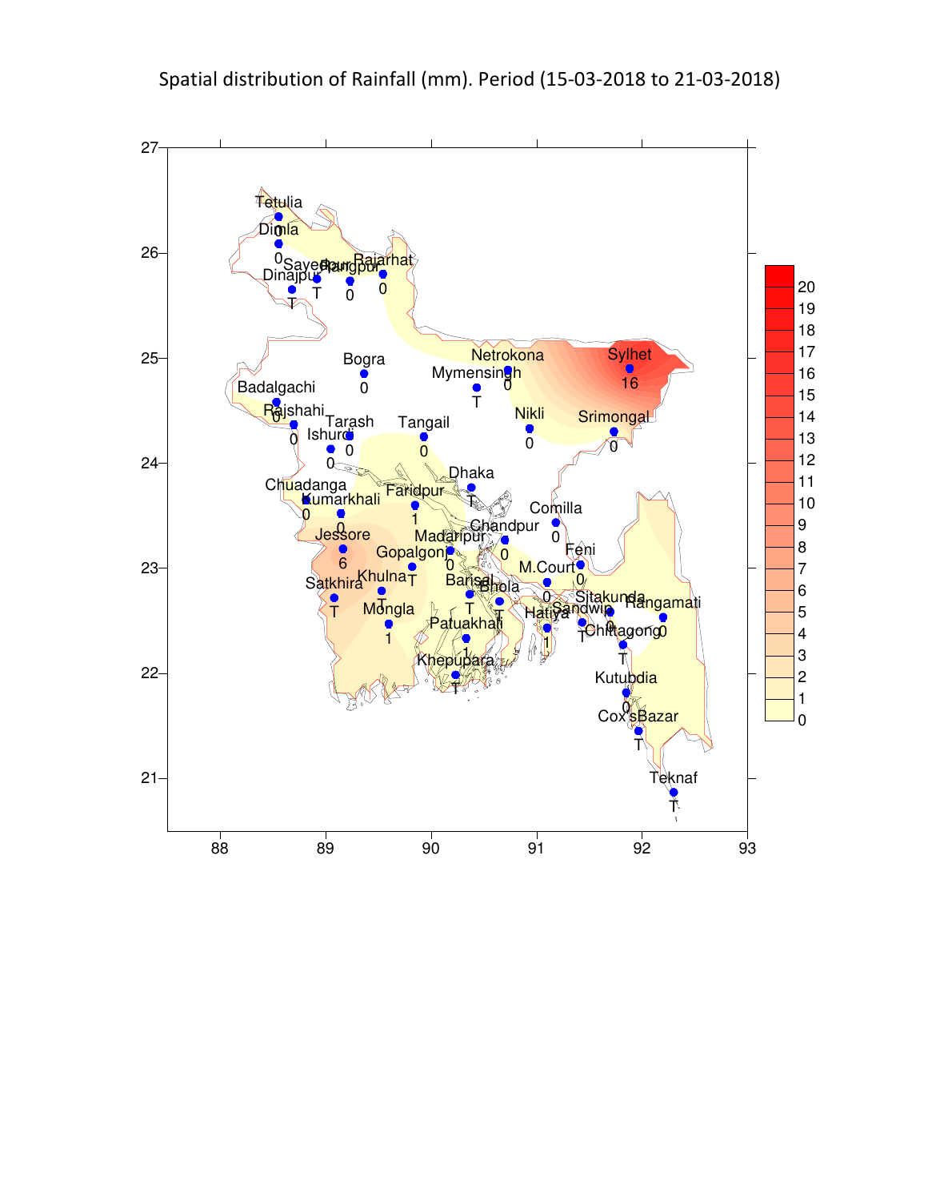Spatial distribution of Rainfall (mm). Period (15-03-2018 to 21-03-2018)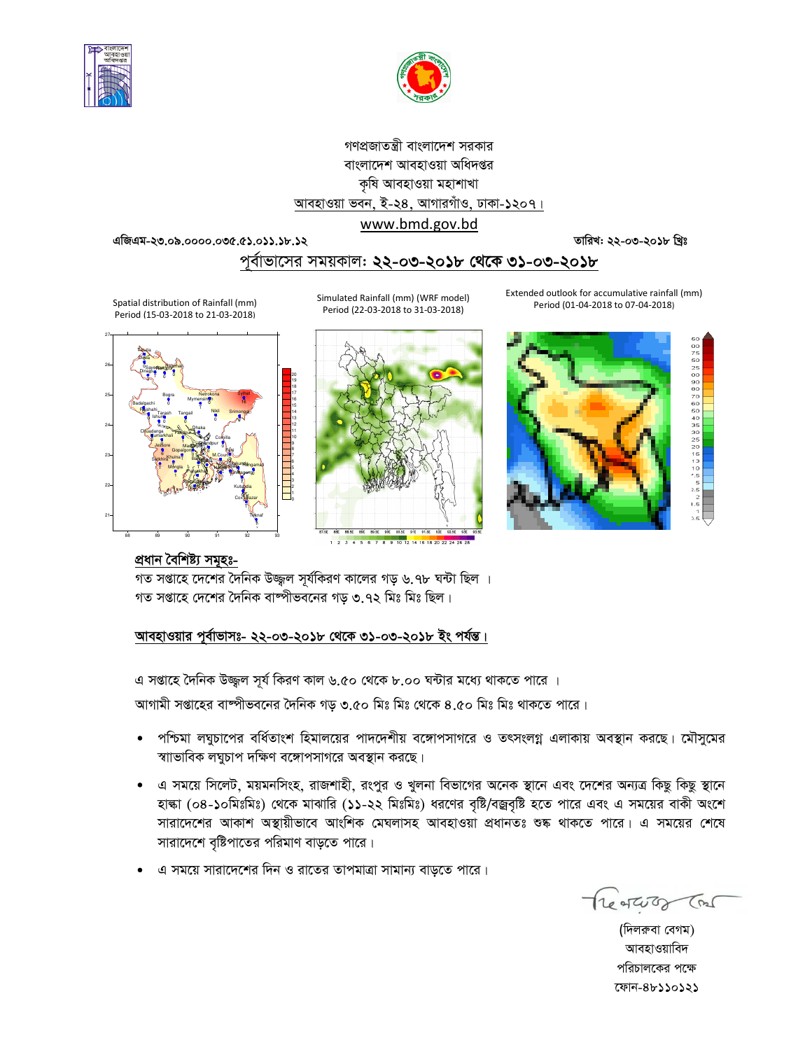গণপ্রজাতন্ত্রী বাংলাদেশ সরকার
বাংলাদেশ আবহাওয়া অধিদপ্তর
কৃষি আবহাওয়া মহাশাখা
আবহাওয়া ভবন, ই-২৪, আগারগাঁও, ঢাকা-১২০৭।
www.bmd.gov.bd

এজিএম-২৩.০৯.০০০০.০৩৫.৫১.০১১.১৮.১২

তারিখ: ২২-০৩-২০১৮ খ্রিঃ

## পূর্বাভাসের সময়কাল: ২২-০৩-২০১৮ থেকে ৩১-০৩-২০১৮

Spatial distribution of Rainfall (mm)
Period (15-03-2018 to 21-03-2018)

Simulated Rainfall (mm) (WRF model)
Period (22-03-2018 to 31-03-2018)

Extended outlook for accumulative rainfall (mm)
Period (01-04-2018 to 07-04-2018)

### প্রধান বৈশিষ্ট্য সমূহঃ-

গত সপ্তাহে দেশের দৈনিক উজ্জ্বল সূর্যকিরণ কালের গড় ৬.৭৮ ঘন্টা ছিল ।
গত সপ্তাহে দেশের দৈনিক বাষ্পীভবনের গড় ৩.৭২ মিঃ মিঃ ছিল।

### আবহাওয়ার পূর্বাভাসঃ- ২২-০৩-২০১৮ থেকে ৩১-০৩-২০১৮ ইং পর্যন্ত।

এ সপ্তাহে দৈনিক উজ্জ্বল সূর্য কিরণ কাল ৬.৫০ থেকে ৮.০০ ঘন্টার মধ্যে থাকতে পারে ।
আগামী সপ্তাহের বাষ্পীভবনের দৈনিক গড় ৩.৫০ মিঃ মিঃ থেকে ৪.৫০ মিঃ মিঃ থাকতে পারে।

- পশ্চিমা লঘুচাপের বর্ধিতাংশ হিমালয়ের পাদদেশীয় বঙ্গোপসাগরে ও তৎসংলগ্ন এলাকায় অবস্থান করছে। মৌসুমের স্বাভাবিক লঘুচাপ দক্ষিণ বঙ্গোপসাগরে অবস্থান করছে।
- এ সময়ে সিলেট, ময়মনসিংহ, রাজশাহী, রংপুর ও খুলনা বিভাগের অনেক স্থানে এবং দেশের অন্যত্র কিছু কিছু স্থানে হাল্কা (০৪-১০মিঃমিঃ) থেকে মাঝারি (১১-২২ মিঃমিঃ) ধরণের বৃষ্টি/বজ্রবৃষ্টি হতে পারে এবং এ সময়ের বাকী অংশে সারাদেশের আকাশ অস্থায়ীভাবে আংশিক মেঘলাসহ আবহাওয়া প্রধানতঃ শুষ্ক থাকতে পারে। এ সময়ের শেষে সারাদেশে বৃষ্টিপাতের পরিমাণ বাড়তে পারে।
- এ সময়ে সারাদেশের দিন ও রাতের তাপমাত্রা সামান্য বাড়তে পারে।

(দিলরুবা বেগম)
আবহাওয়াবিদ
পরিচালকের পক্ষে
ফোন-৪৮১১০১২১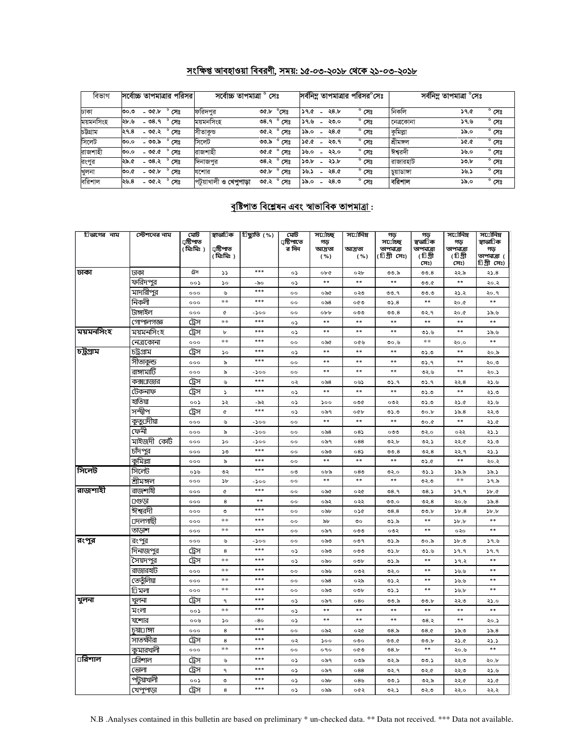## সংক্ষিপ্ত আবহাওয়া বিবরণী, সময়: ১৫-০৩-২০১৮ থেকে ২১-০৩-২০১৮

| বিভাগ | সর্বোচ্চ তাপমাত্রার পরিসর | সর্বোচ্চ তাপমাত্রা ° সেঃ | | সর্বনিম্ন তাপমাত্রার পরিসর°সেঃ | সর্বনিম্ন তাপমাত্রা °সেঃ | |
|---|---|---|---|---|---|---|
| ঢাকা | ৩০.৩ - ৩৫.৮ ° সেঃ | ফরিদপুর | ৩৫.৮ °সেঃ | ১৭.৫ - ২৪.৮ ° সেঃ | নিকলি | ১৭.৫ ° সেঃ |
| ময়মনসিংহ | ২৮.৬ - ৩৪.৭ ° সেঃ | ময়মনসিংহ | ৩৪.৭ ° সেঃ | ১৭.৬ - ২৩.০ ° সেঃ | নেত্রকোনা | ১৭.৬ ° সেঃ |
| চট্টগ্রাম | ২৭.৪ - ৩৫.২ ° সেঃ | সীতাকুন্ড | ৩৫.২ ° সেঃ | ১৯.০ - ২৪.৫ ° সেঃ | কুমিল্লা | ১৯.০ ° সেঃ |
| সিলেট | ৩০.০ - ৩৩.৯ ° সেঃ | সিলেট | ৩৩.৯ ° সেঃ | ১৫.৫ - ২৩.৭ ° সেঃ | শ্রীমঙ্গল | ১৫.৫ ° সেঃ |
| রাজশাহী | ৩০.০ - ৩৫.৫ ° সেঃ | রাজশাহী | ৩৫.৫ ° সেঃ | ১৬.০ - ২২.০ ° সেঃ | ঈশ্বরদী | ১৬.০ ° সেঃ |
| রংপুর | ২৯.৫ - ৩৪.২ ° সেঃ | দিনাজপুর | ৩৪.২ ° সেঃ | ১৩.৮ - ২১.৮ ° সেঃ | রাজারহাট | ১৩.৮ ° সেঃ |
| খুলনা | ৩০.৫ - ৩৫.৮ ° সেঃ | যশোর | ৩৫.৮ ° সেঃ | ১৬.১ - ২৪.৫ ° সেঃ | চুয়াডাঙ্গা | ১৬.১ ° সেঃ |
| বরিশাল | ২৬.৪ - ৩৫.২ ° সেঃ | পটুয়াখালী ও খেপুপাড়া | ৩৫.২ ° সেঃ | ১৯.০ - ২৪.৩ ° সেঃ | বরিশাল | ১৯.০ ° সেঃ |

## বৃষ্টিপাত বিশ্লেষন এবং স্বাভাবিক তাপমাত্রা :

| বিভাগের নাম | স্টেশনের নাম | মোট বৃষ্টিপাত (মিঃমিঃ) | স্বাভাবিক বৃষ্টিপাত (মিঃমিঃ) | বিচ্যুতি (%) | মোট বৃষ্টিপাতের দিন | সর্বোচ্চ গড় আদ্রতা (%) | সর্বোনিম্ন আদ্রতা (%) | গড় সর্বোচ্চ তাপমাত্রা (ডিগ্রী সেঃ) | গড় স্বাভাবিক তাপমাত্রা (ডিগ্রী সেঃ) | সর্বোনিম্ন গড় তাপমাত্রা (ডিগ্রী সেঃ) | সর্বোনিম্ন স্বাভাবিক গড় তাপমাত্রা (ডিগ্রী সেঃ) |
|---|---|---|---|---|---|---|---|---|---|---|---|
| ঢাকা | ঢাকা | ট্রেস | ১১ | *** | ০১ | ০৮৫ | ০২৮ | ৩৩.৯ | ৩৩.৪ | ২২.৯ | ২১.৪ |
| | ফরিদপুর | ০০১ | ১০ | -৯০ | ০১ | ** | ** | ** | ৩৩.৫ | ** | ২০.২ |
| | মাদারীপুর | ০০০ | ৬ | *** | ০০ | ০৯৫ | ০২৩ | ৩৩.৭ | ৩৩.৩ | ২১.২ | ২০.৭ |
| | নিকলী | ০০০ | ** | *** | ০০ | ০৯৪ | ০৫৩ | ৩১.৪ | ** | ২০.৫ | ** |
| | টাঙ্গাইল | ০০০ | ৫ | -১০০ | ০০ | ০৮৮ | ০৩৩ | ৩৩.৪ | ৩২.৭ | ২০.৫ | ১৯.৬ |
| | গোপালগঞ্জ | ট্রেস | ** | *** | ০১ | ** | ** | ** | ** | ** | ** |
| ময়মনসিংহ | ময়মনসিংহ | ট্রেস | ৮ | *** | ০১ | ** | ** | ** | ৩১.৬ | ** | ১৯.৬ |
| | নেত্রকোনা | ০০০ | ** | *** | ০০ | ০৯৫ | ০৫৬ | ৩০.৬ | ** | ২০.০ | ** |
| চট্টগ্রাম | চট্টগ্রাম | ট্রেস | ১০ | *** | ০১ | ** | ** | ** | ৩১.৩ | ** | ২০.৯ |
| | সীতাকুন্ড | ০০০ | ৯ | *** | ০০ | ** | ** | ** | ৩১.৭ | ** | ২০.৩ |
| | রাঙ্গামাটি | ০০০ | ৯ | -১০০ | ০০ | ** | ** | ** | ৩২.৬ | ** | ২০.১ |
| | কক্সবাজার | ট্রেস | ৬ | *** | ০২ | ০৯৪ | ০৬১ | ৩১.৭ | ৩১.৭ | ২২.৪ | ২১.৬ |
| | টেকনাফ | ট্রেস | ১ | *** | ০১ | ** | ** | ** | ৩১.৩ | ** | ২১.৩ |
| | হাতিয়া | ০০১ | ১২ | -৯২ | ০১ | ১০০ | ০৩৫ | ০৩২ | ৩১.৩ | ২১.৫ | ২১.৬ |
| | সন্দ্বীপ | ট্রেস | ৫ | *** | ০১ | ০৯৭ | ০৫৮ | ৩১.৩ | ৩০.৮ | ১৯.৪ | ২২.৩ |
| | কুতুবদীয়া | ০০০ | ৬ | -১০০ | ০০ | ** | ** | ** | ৩০.৫ | ** | ২১.৫ |
| | ফেনী | ০০০ | ৯ | -১০০ | ০০ | ০৯৪ | ০৪১ | ০৩৩ | ৩২.০ | ০২২ | ২১.১ |
| | মাইজদী কোর্ট | ০০০ | ১০ | -১০০ | ০০ | ০৯৭ | ০৪৪ | ৩২.৮ | ৩২.১ | ২২.৫ | ২১.৩ |
| | চাঁদপুর | ০০০ | ১৩ | *** | ০০ | ০৯৩ | ০৪১ | ৩৩.৪ | ৩২.৪ | ২২.৭ | ২১.১ |
| | কুমিল্লা | ০০০ | ৯ | *** | ০০ | ** | ** | ** | ৩১.৫ | ** | ২০.২ |
| সিলেট | সিলেট | ০১৬ | ৩২ | *** | ০৩ | ০৮৯ | ০৪৩ | ৩২.০ | ৩১.১ | ১৯.৯ | ১৯.১ |
| | শ্রীমঙ্গল | ০০০ | ১৮ | -১০০ | ০০ | ** | ** | ** | ৩২.৩ | ** | ১৭.৯ |
| রাজশাহী | রাজশাহী | ০০০ | ৫ | *** | ০০ | ০৯৫ | ০২৫ | ৩৪.৭ | ৩৪.১ | ১৭.৭ | ১৮.৫ |
| | বগুড়া | ০০০ | ৪ | ** | ০০ | ০৯২ | ০২২ | ৩৩.০ | ৩২.৪ | ২০.৬ | ১৯.৪ |
| | ঈশ্বরদী | ০০০ | ৩ | *** | ০০ | ০৯৮ | ০১৫ | ৩৪.৪ | ৩৩.৮ | ১৮.৪ | ১৮.৮ |
| | বদলগাছী | ০০০ | ** | *** | ০০ | ৯৮ | ৩০ | ৩১.৯ | ** | ১৮.৮ | ** |
| | তাড়াশ | ০০০ | ** | *** | ০০ | ০৯৭ | ০৩৩ | ০৩২ | ** | ০২০ | ** |
| রংপুর | রংপুর | ০০০ | ৬ | -১০০ | ০০ | ০৯৩ | ০৩৭ | ৩১.৯ | ৩০.৯ | ১৮.৩ | ১৭.৬ |
| | দিনাজপুর | ট্রেস | ৪ | *** | ০১ | ০৯৩ | ০৩৩ | ৩১.৮ | ৩১.৬ | ১৭.৭ | ১৭.৭ |
| | সৈয়দপুর | ট্রেস | ** | *** | ০১ | ০৯০ | ০৩৮ | ৩১.৯ | ** | ১৭.২ | ** |
| | রাজারহাট | ০০০ | ** | *** | ০০ | ০৯৬ | ০৩২ | ৩২.০ | ** | ১৬.৬ | ** |
| | তেতুঁলিয়া | ০০০ | ** | *** | ০০ | ০৯৪ | ০২৯ | ৩১.২ | ** | ১৬.৬ | ** |
| | ডিমলা | ০০০ | ** | *** | ০০ | ০৯৩ | ০৩৮ | ৩১.১ | ** | ১৬.৮ | ** |
| খুলনা | খুলনা | ট্রেস | ৭ | *** | ০১ | ০৯৭ | ০৪০ | ৩৩.৯ | ৩৩.৮ | ২২.৩ | ২১.০ |
| | মংলা | ০০১ | ** | *** | ০১ | ** | ** | ** | ** | ** | ** |
| | যশোর | ০০৬ | ১০ | -৪০ | ০১ | ** | ** | ** | ৩৪.২ | ** | ২০.১ |
| | চুয়াডাঙ্গা | ০০০ | ৪ | *** | ০০ | ০৯২ | ০২৫ | ৩৪.৯ | ৩৪.৫ | ১৯.৩ | ১৯.৪ |
| | সাতক্ষীরা | ট্রেস | ৪ | *** | ০২ | ১০০ | ০৩০ | ৩৩.৫ | ৩৩.৮ | ২১.৫ | ২১.১ |
| | কুমারখালী | ০০০ | ** | *** | ০০ | ০৭০ | ০৫৩ | ৩৪.৮ | ** | ২০.৬ | ** |
| বরিশাল | বরিশাল | ট্রেস | ৬ | *** | ০১ | ০৯৭ | ০৩৯ | ৩২.৯ | ৩৩.১ | ২২.৩ | ২০.৮ |
| | ভোলা | ট্রেস | ৭ | *** | ০১ | ০৯৭ | ০৪৪ | ৩২.৭ | ৩২.৫ | ২২.৩ | ২১.৬ |
| | পটুয়াখালী | ০০১ | ৩ | *** | ০১ | ০৯৮ | ০৪৬ | ৩৩.১ | ৩২.৯ | ২২.৫ | ২১.৫ |
| | খেপুপাড়া | ট্রেস | ৪ | *** | ০১ | ০৯৯ | ০৫২ | ৩২.১ | ৩২.৩ | ২২.০ | ২২.২ |

N.B .Analyses contained in this bulletin are based on preliminary * un-checked data. ** Data not received. *** Data not available.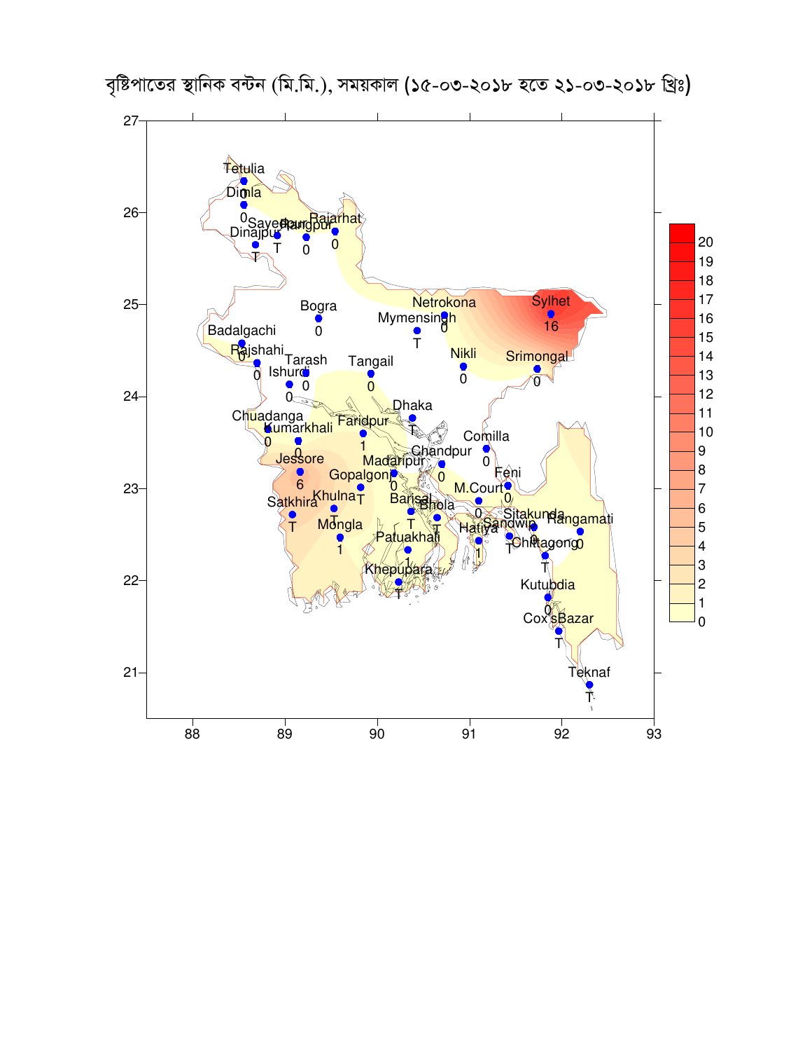বৃষ্টিপাতের স্থানিক বন্টন (মি.মি.), সময়কাল (১৫-০৩-২০১৮ হতে ২১-০৩-২০১৮ খ্রিঃ)

27
26
25
24
23
22
21

88
89
90
91
92
93

Tetulia 0
Dimla 0
Dinajpur T
Sayedpur T
Rangpur 0
Rajarhat 0
Bogra 0
Netrokona 0
Mymensingh T
Sylhet 16
Badalgachi 0
Rajshahi 0
Tarash 0
Ishurdi 0
Tangail 0
Nikli 0
Srimongal 0
Dhaka T
Chuadanga 0
Kumarkhali 0
Faridpur 1
Comilla 0
Chandpur 0
Madaripur 0
Jessore 6
Gopalgonj T
Feni 0
M.Court 0
Satkhira T
Khulna T
Barisal T
Bhola T
Sitakunda 0
Rangamati 0
Mongla 1
Patuakhali 1
Hatiya 1
Sandwip T
Chittagong T
Khepupara T
Kutubdia 0
Cox'sBazar T
Teknaf T

20
19
18
17
16
15
14
13
12
11
10
9
8
7
6
5
4
3
2
1
0